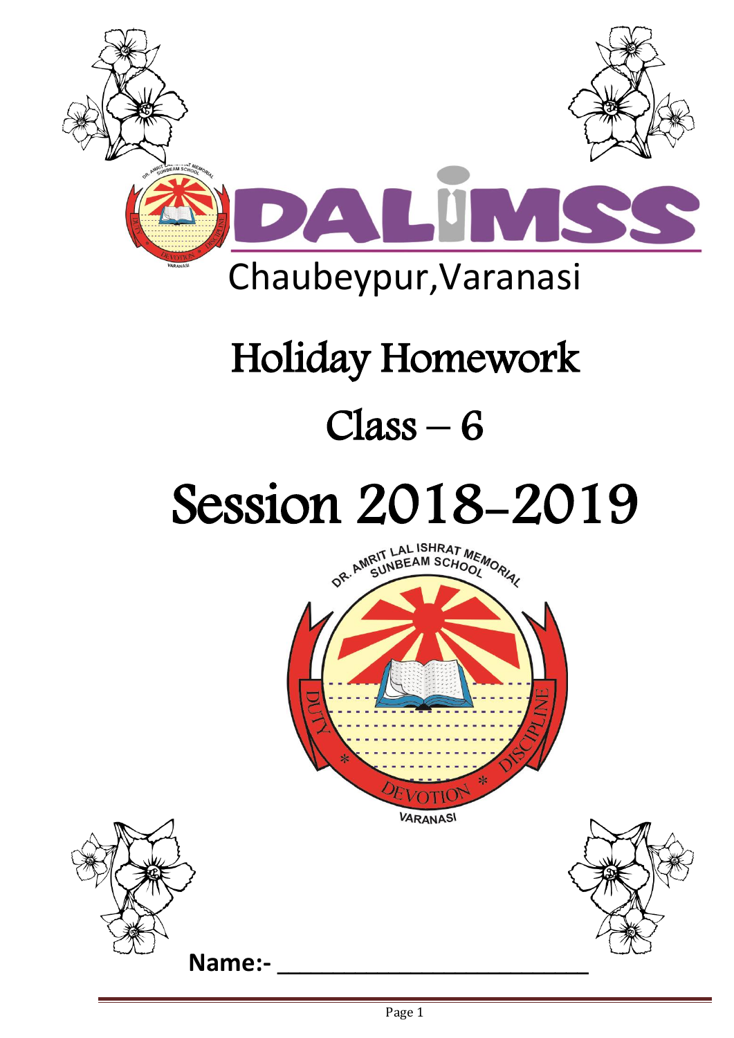# DALIMSS

Chaubeypur,Varanasi

# Holiday Homework

## Class – 6

# Session 2018-2019

DR. AMRIT LAL ISHRAT MEMORIAL SUNBEAM SCHOOL

DUTY * DEVOTION * DISCIPLINE

VARANASI

**Name:- ___________________________**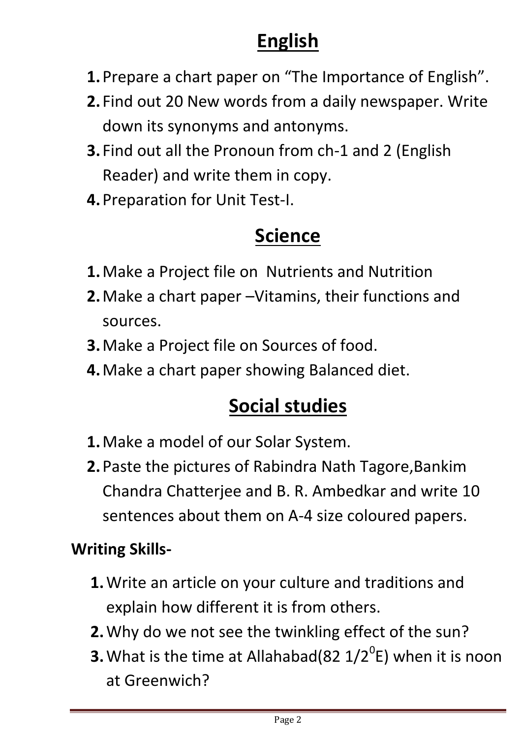# English

1. Prepare a chart paper on "The Importance of English".
2. Find out 20 New words from a daily newspaper. Write down its synonyms and antonyms.
3. Find out all the Pronoun from ch-1 and 2 (English Reader) and write them in copy.
4. Preparation for Unit Test-I.

# Science

1. Make a Project file on Nutrients and Nutrition
2. Make a chart paper –Vitamins, their functions and sources.
3. Make a Project file on Sources of food.
4. Make a chart paper showing Balanced diet.

# Social studies

1. Make a model of our Solar System.
2. Paste the pictures of Rabindra Nath Tagore,Bankim Chandra Chatterjee and B. R. Ambedkar and write 10 sentences about them on A-4 size coloured papers.

**Writing Skills-**

1. Write an article on your culture and traditions and explain how different it is from others.
2. Why do we not see the twinkling effect of the sun?
3. What is the time at Allahabad(82 1/2$^0$E) when it is noon at Greenwich?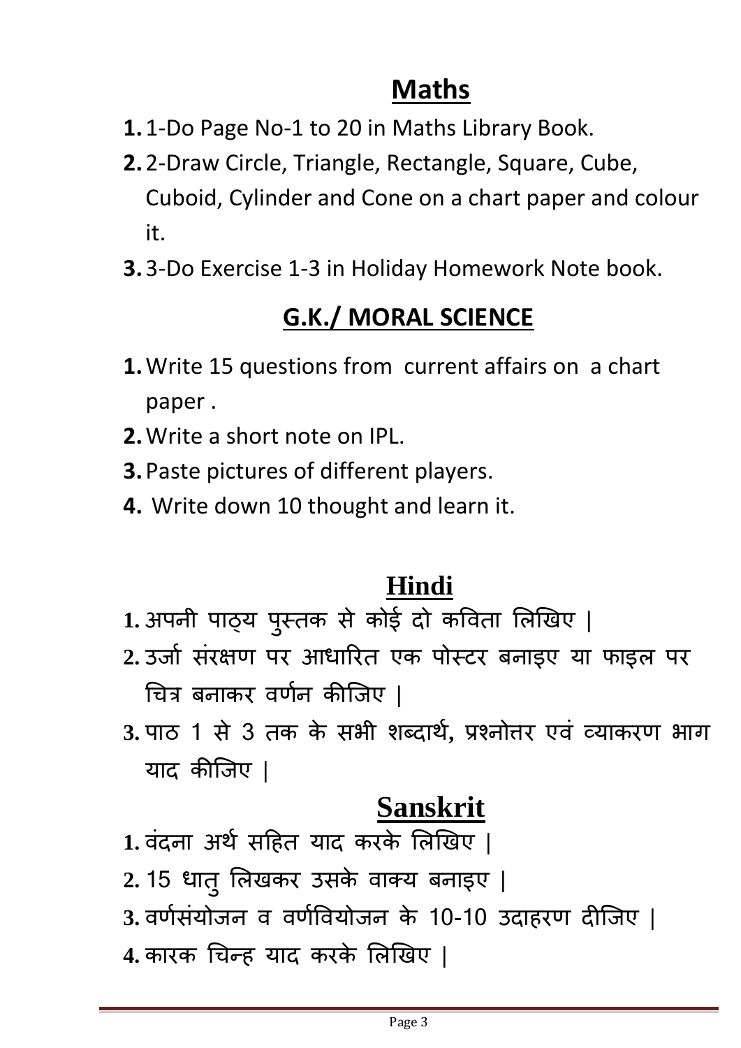## Maths

1. 1-Do Page No-1 to 20 in Maths Library Book.
2. 2-Draw Circle, Triangle, Rectangle, Square, Cube, Cuboid, Cylinder and Cone on a chart paper and colour it.
3. 3-Do Exercise 1-3 in Holiday Homework Note book.

## G.K./ MORAL SCIENCE

1. Write 15 questions from current affairs on a chart paper .
2. Write a short note on IPL.
3. Paste pictures of different players.
4. Write down 10 thought and learn it.

## Hindi

1. अपनी पाठ्य पुस्तक से कोई दो कविता लिखिए |
2. उर्जा संरक्षण पर आधारित एक पोस्टर बनाइए या फाइल पर चित्र बनाकर वर्णन कीजिए |
3. पाठ 1 से 3 तक के सभी शब्दार्थ, प्रश्नोत्तर एवं व्याकरण भाग याद कीजिए |

## Sanskrit

1. वंदना अर्थ सहित याद करके लिखिए |
2. 15 धातु लिखकर उसके वाक्य बनाइए |
3. वर्णसंयोजन व वर्णवियोजन के 10-10 उदाहरण दीजिए |
4. कारक चिन्ह याद करके लिखिए |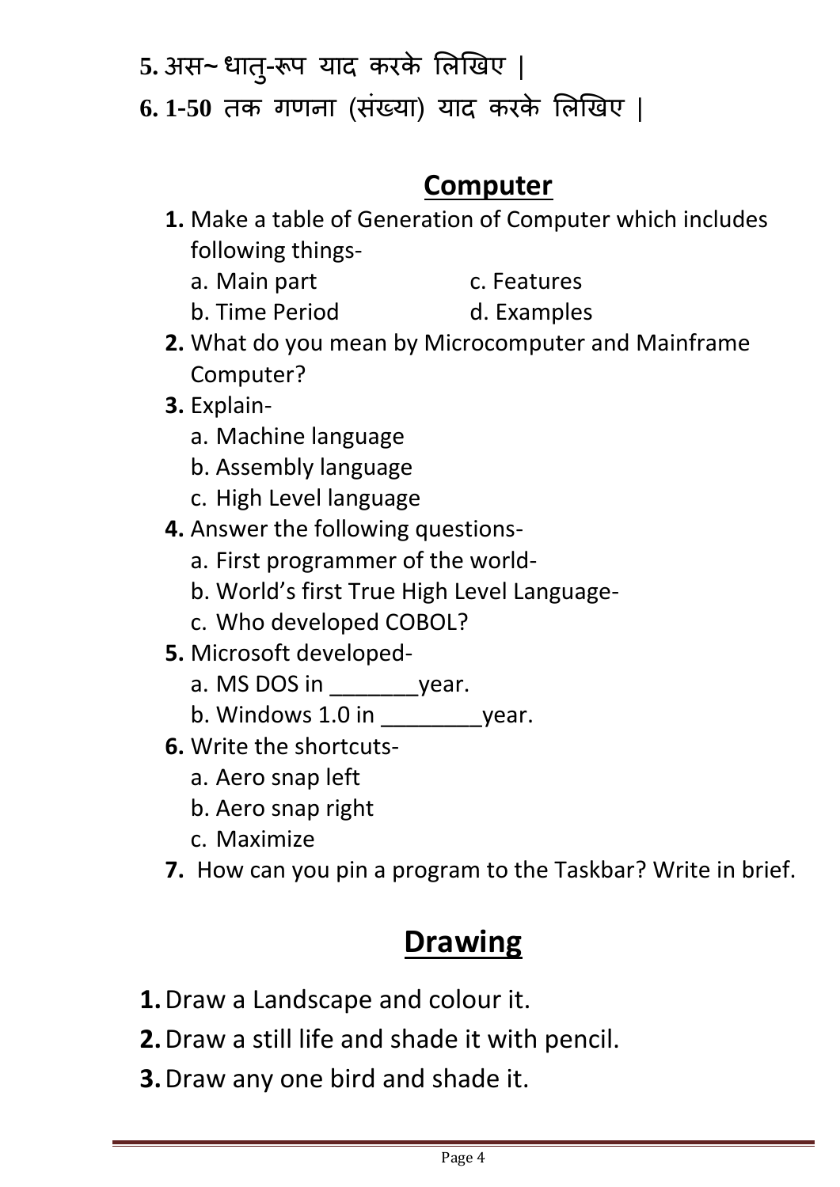5. अस~ धातु-रूप याद करके लिखिए |

6. 1-50 तक गणना (संख्या) याद करके लिखिए |

## Computer

1. Make a table of Generation of Computer which includes following things-
   a. Main part
   b. Time Period
   c. Features
   d. Examples
2. What do you mean by Microcomputer and Mainframe Computer?
3. Explain-
   a. Machine language
   b. Assembly language
   c. High Level language
4. Answer the following questions-
   a. First programmer of the world-
   b. World's first True High Level Language-
   c. Who developed COBOL?
5. Microsoft developed-
   a. MS DOS in _______year.
   b. Windows 1.0 in ________year.
6. Write the shortcuts-
   a. Aero snap left
   b. Aero snap right
   c. Maximize
7. How can you pin a program to the Taskbar? Write in brief.

## Drawing

1. Draw a Landscape and colour it.
2. Draw a still life and shade it with pencil.
3. Draw any one bird and shade it.